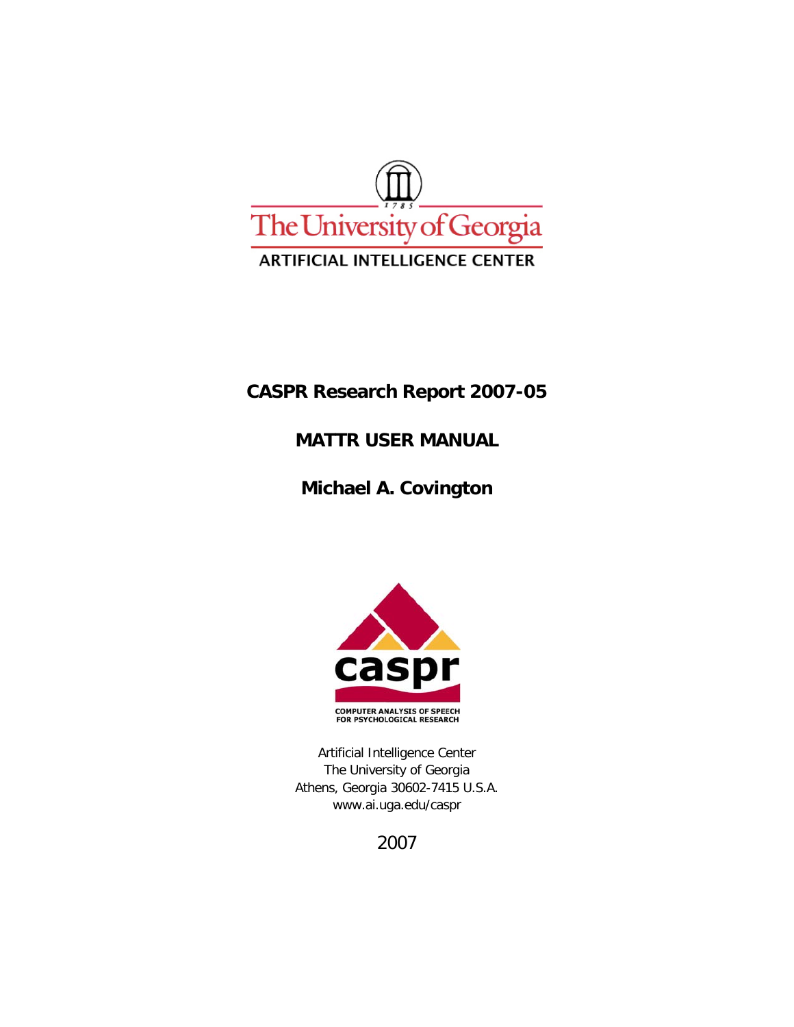The University of Georgia

ARTIFICIAL INTELLIGENCE CENTER

**CASPR Research Report 2007-05**

# MATTR USER MANUAL

**Michael A. Covington**

caspr

COMPUTER ANALYSIS OF SPEECH FOR PSYCHOLOGICAL RESEARCH

Artificial Intelligence Center
The University of Georgia
Athens, Georgia 30602-7415 U.S.A.
www.ai.uga.edu/caspr

2007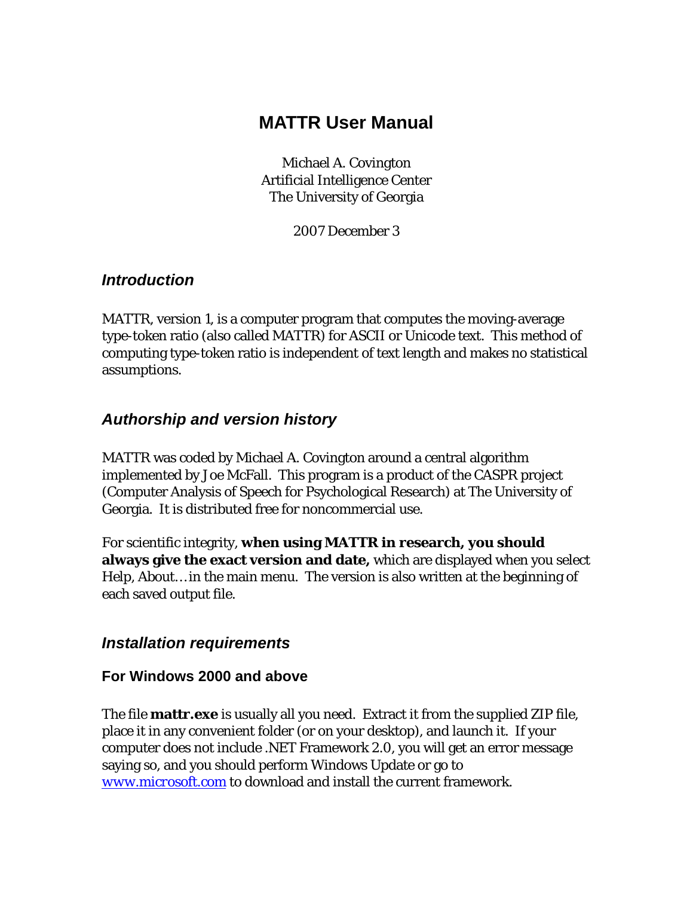# MATTR User Manual

Michael A. Covington
Artificial Intelligence Center
The University of Georgia

2007 December 3

## *Introduction*

MATTR, version 1, is a computer program that computes the moving-average type-token ratio (also called MATTR) for ASCII or Unicode text. This method of computing type-token ratio is independent of text length and makes no statistical assumptions.

## *Authorship and version history*

MATTR was coded by Michael A. Covington around a central algorithm implemented by Joe McFall. This program is a product of the CASPR project (Computer Analysis of Speech for Psychological Research) at The University of Georgia. It is distributed free for noncommercial use.

For scientific integrity, **when using MATTR in research, you should always give the exact version and date,** which are displayed when you select Help, About… in the main menu. The version is also written at the beginning of each saved output file.

## *Installation requirements*

### For Windows 2000 and above

The file **mattr.exe** is usually all you need. Extract it from the supplied ZIP file, place it in any convenient folder (or on your desktop), and launch it. If your computer does not include .NET Framework 2.0, you will get an error message saying so, and you should perform Windows Update or go to www.microsoft.com to download and install the current framework.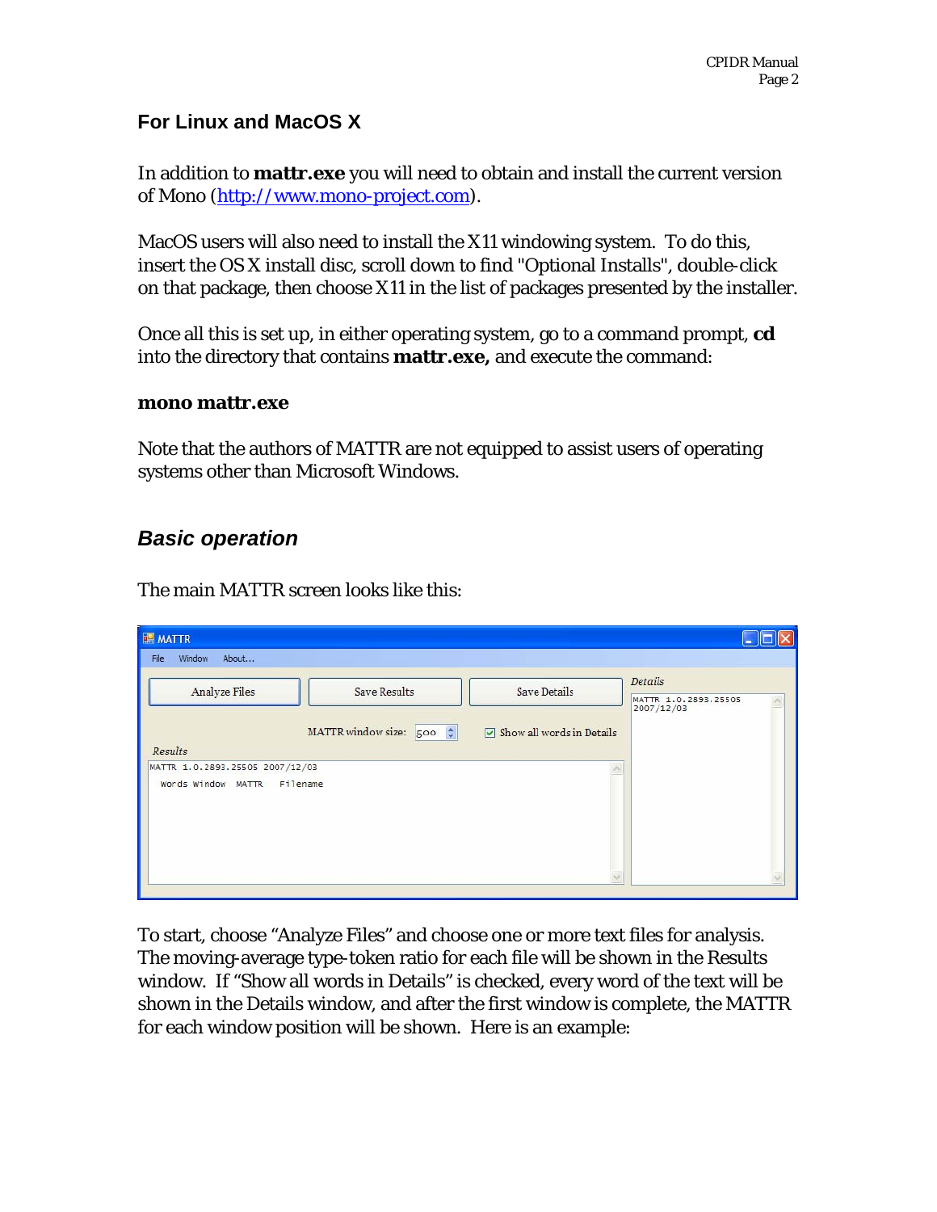## For Linux and MacOS X

In addition to **mattr.exe** you will need to obtain and install the current version of Mono (http://www.mono-project.com).

MacOS users will also need to install the X11 windowing system. To do this, insert the OS X install disc, scroll down to find "Optional Installs", double-click on that package, then choose X11 in the list of packages presented by the installer.

Once all this is set up, in either operating system, go to a command prompt, **cd** into the directory that contains **mattr.exe,** and execute the command:

**mono mattr.exe**

Note that the authors of MATTR are not equipped to assist users of operating systems other than Microsoft Windows.

## *Basic operation*

The main MATTR screen looks like this:

To start, choose "Analyze Files" and choose one or more text files for analysis. The moving-average type-token ratio for each file will be shown in the Results window. If "Show all words in Details" is checked, every word of the text will be shown in the Details window, and after the first window is complete, the MATTR for each window position will be shown. Here is an example: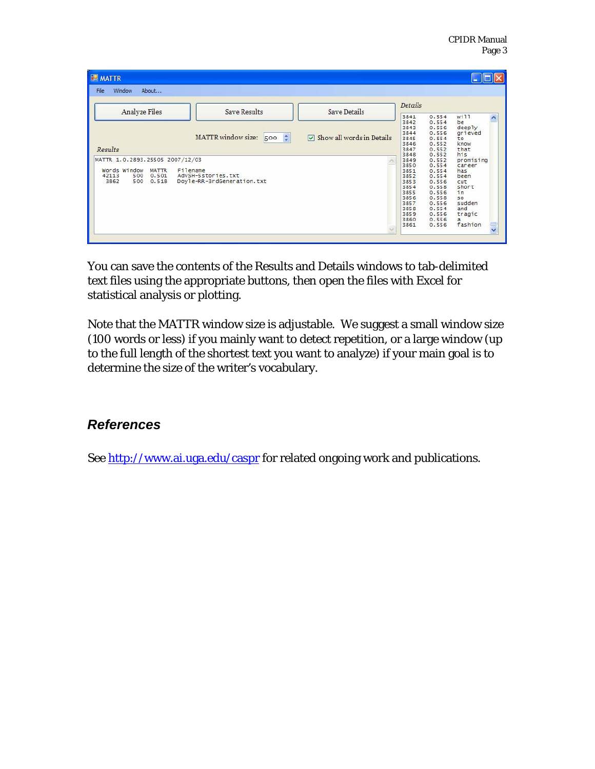MATTR

File Window About...

Analyze Files | Save Results | Save Details

MATTR window size: 500

Show all words in Details

*Results*

```
MATTR 1.0.2893.25505 2007/12/03

 Words Window  MATTR   Filename
 42113    500  0.501   AdvSH-5stories.txt
  3862    500  0.518   Doyle-RR-3rdGeneration.txt
```

*Details*

```
3841  0.554  will
3842  0.554  be
3843  0.556  deeply
3844  0.556  grieved
3845  0.554  to
3846  0.552  know
3847  0.552  that
3848  0.552  his
3849  0.552  promising
3850  0.554  career
3851  0.554  has
3852  0.554  been
3853  0.556  cut
3854  0.558  short
3855  0.556  in
3856  0.558  so
3857  0.556  sudden
3858  0.554  and
3859  0.556  tragic
3860  0.556  a
3861  0.556  fashion
```

You can save the contents of the Results and Details windows to tab-delimited text files using the appropriate buttons, then open the files with Excel for statistical analysis or plotting.

Note that the MATTR window size is adjustable. We suggest a small window size (100 words or less) if you mainly want to detect repetition, or a large window (up to the full length of the shortest text you want to analyze) if your main goal is to determine the size of the writer's vocabulary.

## References

See http://www.ai.uga.edu/caspr for related ongoing work and publications.